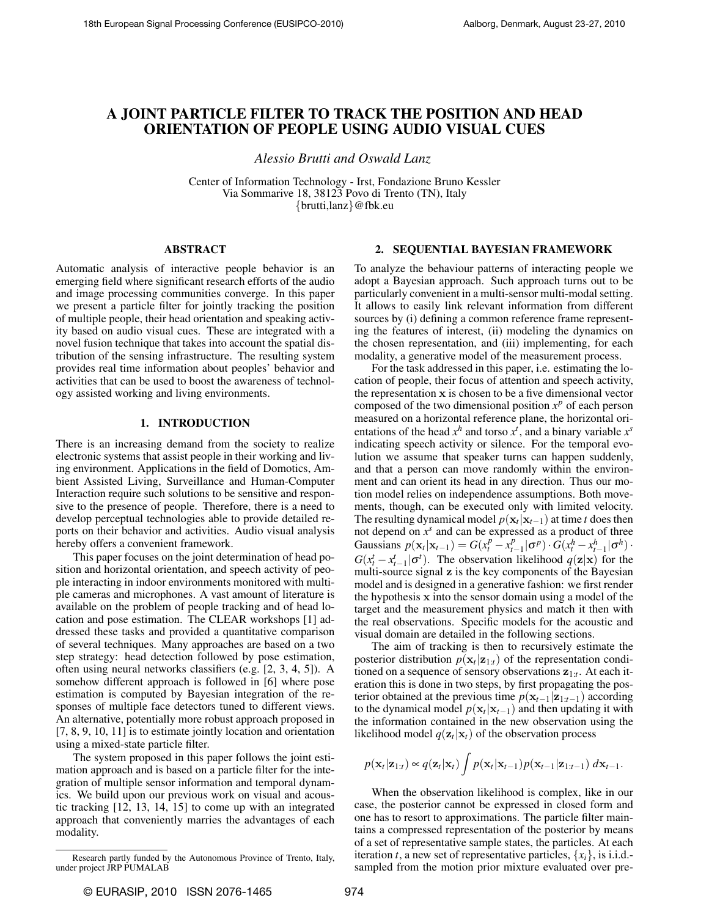# A JOINT PARTICLE FILTER TO TRACK THE POSITION AND HEAD ORIENTATION OF PEOPLE USING AUDIO VISUAL CUES

*Alessio Brutti and Oswald Lanz*

Center of Information Technology - Irst, Fondazione Bruno Kessler
Via Sommarive 18, 38123 Povo di Trento (TN), Italy
{brutti,lanz}@fbk.eu

## ABSTRACT

Automatic analysis of interactive people behavior is an emerging field where significant research efforts of the audio and image processing communities converge. In this paper we present a particle filter for jointly tracking the position of multiple people, their head orientation and speaking activity based on audio visual cues. These are integrated with a novel fusion technique that takes into account the spatial distribution of the sensing infrastructure. The resulting system provides real time information about peoples' behavior and activities that can be used to boost the awareness of technology assisted working and living environments.

## 1. INTRODUCTION

There is an increasing demand from the society to realize electronic systems that assist people in their working and living environment. Applications in the field of Domotics, Ambient Assisted Living, Surveillance and Human-Computer Interaction require such solutions to be sensitive and responsive to the presence of people. Therefore, there is a need to develop perceptual technologies able to provide detailed reports on their behavior and activities. Audio visual analysis hereby offers a convenient framework.

This paper focuses on the joint determination of head position and horizontal orientation, and speech activity of people interacting in indoor environments monitored with multiple cameras and microphones. A vast amount of literature is available on the problem of people tracking and of head location and pose estimation. The CLEAR workshops [1] addressed these tasks and provided a quantitative comparison of several techniques. Many approaches are based on a two step strategy: head detection followed by pose estimation, often using neural networks classifiers (e.g. [2, 3, 4, 5]). A somehow different approach is followed in [6] where pose estimation is computed by Bayesian integration of the responses of multiple face detectors tuned to different views. An alternative, potentially more robust approach proposed in [7, 8, 9, 10, 11] is to estimate jointly location and orientation using a mixed-state particle filter.

The system proposed in this paper follows the joint estimation approach and is based on a particle filter for the integration of multiple sensor information and temporal dynamics. We build upon our previous work on visual and acoustic tracking [12, 13, 14, 15] to come up with an integrated approach that conveniently marries the advantages of each modality.

Research partly funded by the Autonomous Province of Trento, Italy, under project JRP PUMALAB

## 2. SEQUENTIAL BAYESIAN FRAMEWORK

To analyze the behaviour patterns of interacting people we adopt a Bayesian approach. Such approach turns out to be particularly convenient in a multi-sensor multi-modal setting. It allows to easily link relevant information from different sources by (i) defining a common reference frame representing the features of interest, (ii) modeling the dynamics on the chosen representation, and (iii) implementing, for each modality, a generative model of the measurement process.

For the task addressed in this paper, i.e. estimating the location of people, their focus of attention and speech activity, the representation $\mathbf{x}$ is chosen to be a five dimensional vector composed of the two dimensional position $x^p$ of each person measured on a horizontal reference plane, the horizontal orientations of the head $x^h$ and torso $x^t$, and a binary variable $x^s$ indicating speech activity or silence. For the temporal evolution we assume that speaker turns can happen suddenly, and that a person can move randomly within the environment and can orient its head in any direction. Thus our motion model relies on independence assumptions. Both movements, though, can be executed only with limited velocity. The resulting dynamical model $p(\mathbf{x}_t|\mathbf{x}_{t-1})$ at time $t$ does then not depend on $x^s$ and can be expressed as a product of three Gaussians $p(\mathbf{x}_t|\mathbf{x}_{t-1}) = G(x^p_t - x^p_{t-1}|\sigma^p) \cdot G(x^h_t - x^h_{t-1}|\sigma^h) \cdot G(x^t_t - x^t_{t-1}|\sigma^t)$. The observation likelihood $q(\mathbf{z}|\mathbf{x})$ for the multi-source signal $\mathbf{z}$ is the key components of the Bayesian model and is designed in a generative fashion: we first render the hypothesis $\mathbf{x}$ into the sensor domain using a model of the target and the measurement physics and match it then with the real observations. Specific models for the acoustic and visual domain are detailed in the following sections.

The aim of tracking is then to recursively estimate the posterior distribution $p(\mathbf{x}_t|\mathbf{z}_{1:t})$ of the representation conditioned on a sequence of sensory observations $\mathbf{z}_{1:t}$. At each iteration this is done in two steps, by first propagating the posterior obtained at the previous time $p(\mathbf{x}_{t-1}|\mathbf{z}_{1:t-1})$ according to the dynamical model $p(\mathbf{x}_t|\mathbf{x}_{t-1})$ and then updating it with the information contained in the new observation using the likelihood model $q(\mathbf{z}_t|\mathbf{x}_t)$ of the observation process

$$p(\mathbf{x}_t|\mathbf{z}_{1:t}) \propto q(\mathbf{z}_t|\mathbf{x}_t) \int p(\mathbf{x}_t|\mathbf{x}_{t-1}) p(\mathbf{x}_{t-1}|\mathbf{z}_{1:t-1})\, d\mathbf{x}_{t-1}.$$

When the observation likelihood is complex, like in our case, the posterior cannot be expressed in closed form and one has to resort to approximations. The particle filter maintains a compressed representation of the posterior by means of a set of representative sample states, the particles. At each iteration $t$, a new set of representative particles, $\{x_i\}$, is i.i.d.-sampled from the motion prior mixture evaluated over pre-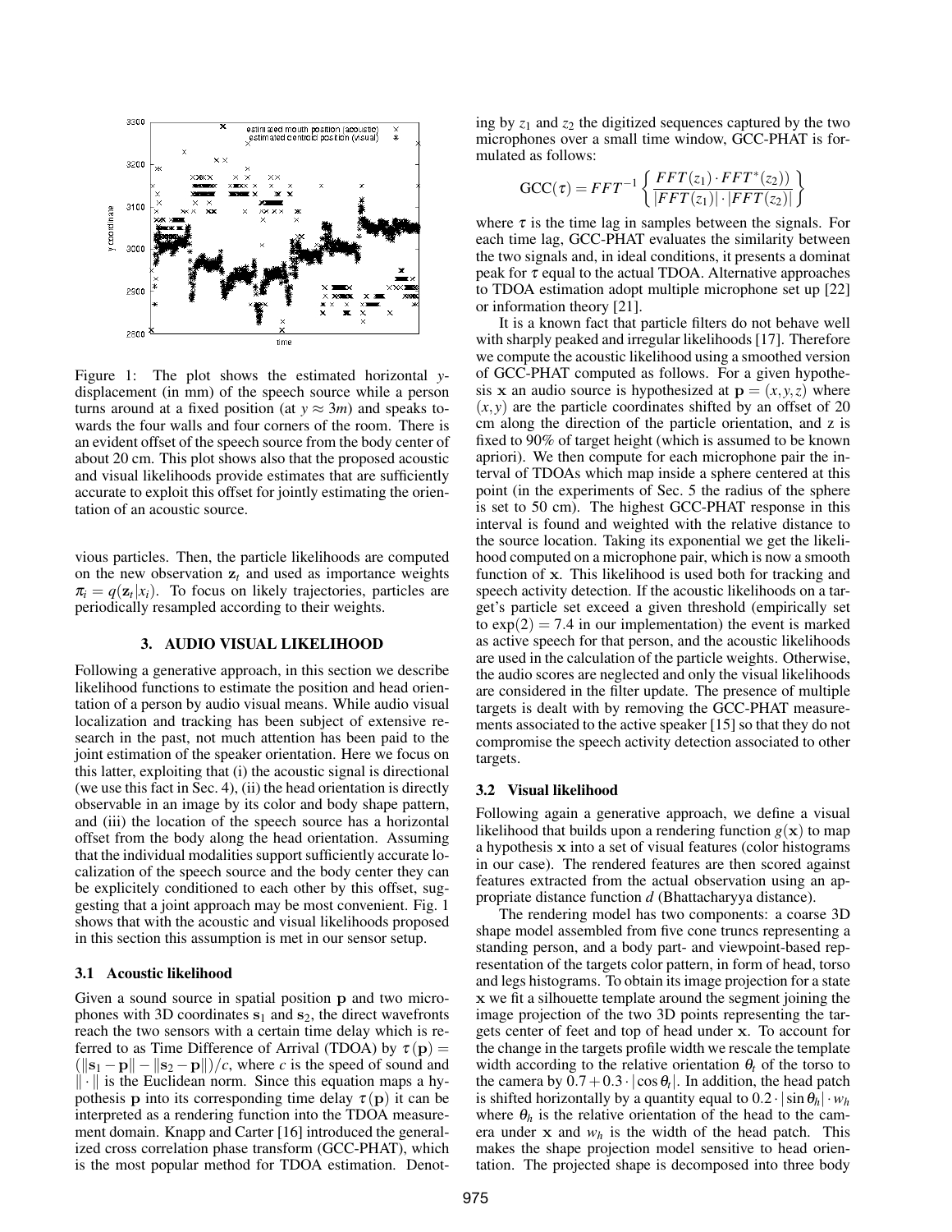Figure 1: The plot shows the estimated horizontal $y$-displacement (in mm) of the speech source while a person turns around at a fixed position (at $y \approx 3m$) and speaks towards the four walls and four corners of the room. There is an evident offset of the speech source from the body center of about 20 cm. This plot shows also that the proposed acoustic and visual likelihoods provide estimates that are sufficiently accurate to exploit this offset for jointly estimating the orientation of an acoustic source.

vious particles. Then, the particle likelihoods are computed on the new observation $\mathbf{z}_t$ and used as importance weights $\pi_i = q(\mathbf{z}_t|x_i)$. To focus on likely trajectories, particles are periodically resampled according to their weights.

## 3. AUDIO VISUAL LIKELIHOOD

Following a generative approach, in this section we describe likelihood functions to estimate the position and head orientation of a person by audio visual means. While audio visual localization and tracking has been subject of extensive research in the past, not much attention has been paid to the joint estimation of the speaker orientation. Here we focus on this latter, exploiting that (i) the acoustic signal is directional (we use this fact in Sec. 4), (ii) the head orientation is directly observable in an image by its color and body shape pattern, and (iii) the location of the speech source has a horizontal offset from the body along the head orientation. Assuming that the individual modalities support sufficiently accurate localization of the speech source and the body center they can be explicitely conditioned to each other by this offset, suggesting that a joint approach may be most convenient. Fig. 1 shows that with the acoustic and visual likelihoods proposed in this section this assumption is met in our sensor setup.

### 3.1 Acoustic likelihood

Given a sound source in spatial position $\mathbf{p}$ and two microphones with 3D coordinates $\mathbf{s}_1$ and $\mathbf{s}_2$, the direct wavefronts reach the two sensors with a certain time delay which is referred to as Time Difference of Arrival (TDOA) by $\tau(\mathbf{p}) = (\|\mathbf{s}_1 - \mathbf{p}\| - \|\mathbf{s}_2 - \mathbf{p}\|)/c$, where $c$ is the speed of sound and $\|\cdot\|$ is the Euclidean norm. Since this equation maps a hypothesis $\mathbf{p}$ into its corresponding time delay $\tau(\mathbf{p})$ it can be interpreted as a rendering function into the TDOA measurement domain. Knapp and Carter [16] introduced the generalized cross correlation phase transform (GCC-PHAT), which is the most popular method for TDOA estimation. Denoting by $z_1$ and $z_2$ the digitized sequences captured by the two microphones over a small time window, GCC-PHAT is formulated as follows:

$$\text{GCC}(\tau) = FFT^{-1}\left\{\frac{FFT(z_1)\cdot FFT^*(z_2))}{|FFT(z_1)|\cdot|FFT(z_2)|}\right\}$$

where $\tau$ is the time lag in samples between the signals. For each time lag, GCC-PHAT evaluates the similarity between the two signals and, in ideal conditions, it presents a dominat peak for $\tau$ equal to the actual TDOA. Alternative approaches to TDOA estimation adopt multiple microphone set up [22] or information theory [21].

It is a known fact that particle filters do not behave well with sharply peaked and irregular likelihoods [17]. Therefore we compute the acoustic likelihood using a smoothed version of GCC-PHAT computed as follows. For a given hypothesis $\mathbf{x}$ an audio source is hypothesized at $\mathbf{p} = (x, y, z)$ where $(x, y)$ are the particle coordinates shifted by an offset of 20 cm along the direction of the particle orientation, and z is fixed to 90% of target height (which is assumed to be known apriori). We then compute for each microphone pair the interval of TDOAs which map inside a sphere centered at this point (in the experiments of Sec. 5 the radius of the sphere is set to 50 cm). The highest GCC-PHAT response in this interval is found and weighted with the relative distance to the source location. Taking its exponential we get the likelihood computed on a microphone pair, which is now a smooth function of $\mathbf{x}$. This likelihood is used both for tracking and speech activity detection. If the acoustic likelihoods on a target's particle set exceed a given threshold (empirically set to $\exp(2) = 7.4$ in our implementation) the event is marked as active speech for that person, and the acoustic likelihoods are used in the calculation of the particle weights. Otherwise, the audio scores are neglected and only the visual likelihoods are considered in the filter update. The presence of multiple targets is dealt with by removing the GCC-PHAT measurements associated to the active speaker [15] so that they do not compromise the speech activity detection associated to other targets.

### 3.2 Visual likelihood

Following again a generative approach, we define a visual likelihood that builds upon a rendering function $g(\mathbf{x})$ to map a hypothesis $\mathbf{x}$ into a set of visual features (color histograms in our case). The rendered features are then scored against features extracted from the actual observation using an appropriate distance function $d$ (Bhattacharyya distance).

The rendering model has two components: a coarse 3D shape model assembled from five cone truncs representing a standing person, and a body part- and viewpoint-based representation of the targets color pattern, in form of head, torso and legs histograms. To obtain its image projection for a state $\mathbf{x}$ we fit a silhouette template around the segment joining the image projection of the two 3D points representing the targets center of feet and top of head under $\mathbf{x}$. To account for the change in the targets profile width we rescale the template width according to the relative orientation $\theta_t$ of the torso to the camera by $0.7 + 0.3 \cdot |\cos\theta_t|$. In addition, the head patch is shifted horizontally by a quantity equal to $0.2 \cdot |\sin\theta_h| \cdot w_h$ where $\theta_h$ is the relative orientation of the head to the camera under $\mathbf{x}$ and $w_h$ is the width of the head patch. This makes the shape projection model sensitive to head orientation. The projected shape is decomposed into three body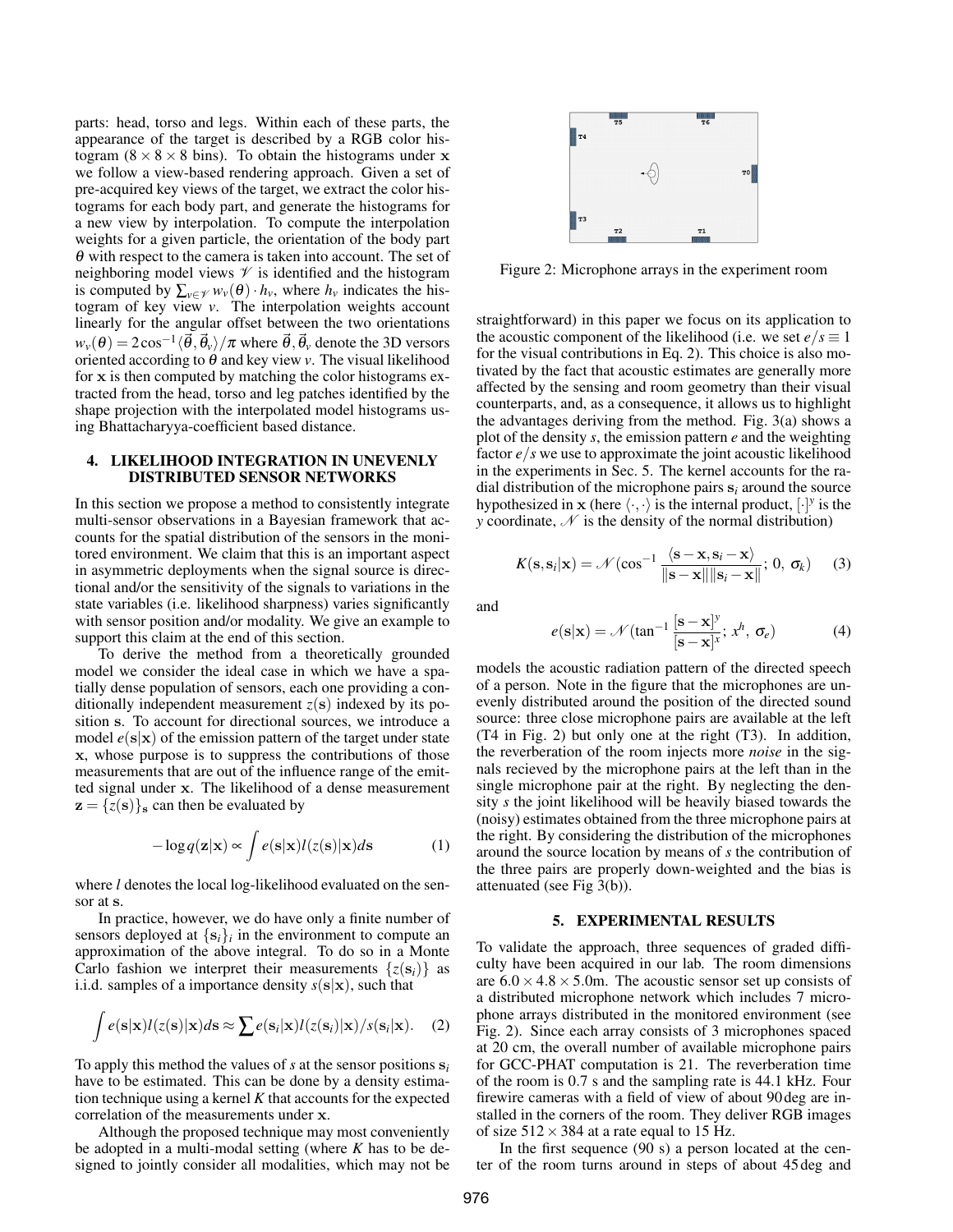parts: head, torso and legs. Within each of these parts, the appearance of the target is described by a RGB color histogram ($8 \times 8 \times 8$ bins). To obtain the histograms under $\mathbf{x}$ we follow a view-based rendering approach. Given a set of pre-acquired key views of the target, we extract the color histograms for each body part, and generate the histograms for a new view by interpolation. To compute the interpolation weights for a given particle, the orientation of the body part $\theta$ with respect to the camera is taken into account. The set of neighboring model views $\mathscr{V}$ is identified and the histogram is computed by $\sum_{v \in \mathscr{V}} w_v(\theta) \cdot h_v$, where $h_v$ indicates the histogram of key view $v$. The interpolation weights account linearly for the angular offset between the two orientations $w_v(\theta) = 2\cos^{-1}\langle \vec{\theta}, \vec{\theta}_v \rangle / \pi$ where $\vec{\theta}, \vec{\theta}_v$ denote the 3D versors oriented according to $\theta$ and key view $v$. The visual likelihood for $\mathbf{x}$ is then computed by matching the color histograms extracted from the head, torso and leg patches identified by the shape projection with the interpolated model histograms using Bhattacharyya-coefficient based distance.

## 4. LIKELIHOOD INTEGRATION IN UNEVENLY DISTRIBUTED SENSOR NETWORKS

In this section we propose a method to consistently integrate multi-sensor observations in a Bayesian framework that accounts for the spatial distribution of the sensors in the monitored environment. We claim that this is an important aspect in asymmetric deployments when the signal source is directional and/or the sensitivity of the signals to variations in the state variables (i.e. likelihood sharpness) varies significantly with sensor position and/or modality. We give an example to support this claim at the end of this section.

To derive the method from a theoretically grounded model we consider the ideal case in which we have a spatially dense population of sensors, each one providing a conditionally independent measurement $z(\mathbf{s})$ indexed by its position $\mathbf{s}$. To account for directional sources, we introduce a model $e(\mathbf{s}|\mathbf{x})$ of the emission pattern of the target under state $\mathbf{x}$, whose purpose is to suppress the contributions of those measurements that are out of the influence range of the emitted signal under $\mathbf{x}$. The likelihood of a dense measurement $\mathbf{z} = \{z(\mathbf{s})\}_{\mathbf{s}}$ can then be evaluated by

$$-\log q(\mathbf{z}|\mathbf{x}) \propto \int e(\mathbf{s}|\mathbf{x}) l(z(\mathbf{s})|\mathbf{x}) d\mathbf{s} \qquad (1)$$

where $l$ denotes the local log-likelihood evaluated on the sensor at $\mathbf{s}$.

In practice, however, we do have only a finite number of sensors deployed at $\{\mathbf{s}_i\}_i$ in the environment to compute an approximation of the above integral. To do so in a Monte Carlo fashion we interpret their measurements $\{z(\mathbf{s}_i)\}$ as i.i.d. samples of a importance density $s(\mathbf{s}|\mathbf{x})$, such that

$$\int e(\mathbf{s}|\mathbf{x}) l(z(\mathbf{s})|\mathbf{x}) d\mathbf{s} \approx \sum e(\mathbf{s}_i|\mathbf{x}) l(z(\mathbf{s}_i)|\mathbf{x}) / s(\mathbf{s}_i|\mathbf{x}). \qquad (2)$$

To apply this method the values of $s$ at the sensor positions $\mathbf{s}_i$ have to be estimated. This can be done by a density estimation technique using a kernel $K$ that accounts for the expected correlation of the measurements under $\mathbf{x}$.

Although the proposed technique may most conveniently be adopted in a multi-modal setting (where $K$ has to be designed to jointly consider all modalities, which may not be straightforward) in this paper we focus on its application to the acoustic component of the likelihood (i.e. we set $e/s \equiv 1$ for the visual contributions in Eq. 2). This choice is also motivated by the fact that acoustic estimates are generally more affected by the sensing and room geometry than their visual counterparts, and, as a consequence, it allows us to highlight the advantages deriving from the method. Fig. 3(a) shows a plot of the density $s$, the emission pattern $e$ and the weighting factor $e/s$ we use to approximate the joint acoustic likelihood in the experiments in Sec. 5. The kernel accounts for the radial distribution of the microphone pairs $\mathbf{s}_i$ around the source hypothesized in $\mathbf{x}$ (here $\langle \cdot, \cdot \rangle$ is the internal product, $[\cdot]^y$ is the $y$ coordinate, $\mathscr{N}$ is the density of the normal distribution)

$$K(\mathbf{s}, \mathbf{s}_i|\mathbf{x}) = \mathscr{N}(\cos^{-1} \frac{\langle \mathbf{s} - \mathbf{x}, \mathbf{s}_i - \mathbf{x} \rangle}{\|\mathbf{s} - \mathbf{x}\| \|\mathbf{s}_i - \mathbf{x}\|};\ 0,\ \sigma_k) \qquad (3)$$

and

$$e(\mathbf{s}|\mathbf{x}) = \mathscr{N}(\tan^{-1} \frac{[\mathbf{s} - \mathbf{x}]^y}{[\mathbf{s} - \mathbf{x}]^x};\ x^h,\ \sigma_e) \qquad (4)$$

models the acoustic radiation pattern of the directed speech of a person. Note in the figure that the microphones are unevenly distributed around the position of the directed sound source: three close microphone pairs are available at the left (T4 in Fig. 2) but only one at the right (T3). In addition, the reverberation of the room injects more *noise* in the signals recieved by the microphone pairs at the left than in the single microphone pair at the right. By neglecting the density $s$ the joint likelihood will be heavily biased towards the (noisy) estimates obtained from the three microphone pairs at the right. By considering the distribution of the microphones around the source location by means of $s$ the contribution of the three pairs are properly down-weighted and the bias is attenuated (see Fig 3(b)).

Figure 2: Microphone arrays in the experiment room

## 5. EXPERIMENTAL RESULTS

To validate the approach, three sequences of graded difficulty have been acquired in our lab. The room dimensions are $6.0 \times 4.8 \times 5.0$m. The acoustic sensor set up consists of a distributed microphone network which includes 7 microphone arrays distributed in the monitored environment (see Fig. 2). Since each array consists of 3 microphones spaced at 20 cm, the overall number of available microphone pairs for GCC-PHAT computation is 21. The reverberation time of the room is 0.7 s and the sampling rate is 44.1 kHz. Four firewire cameras with a field of view of about 90 deg are installed in the corners of the room. They deliver RGB images of size $512 \times 384$ at a rate equal to 15 Hz.

In the first sequence (90 s) a person located at the center of the room turns around in steps of about 45 deg and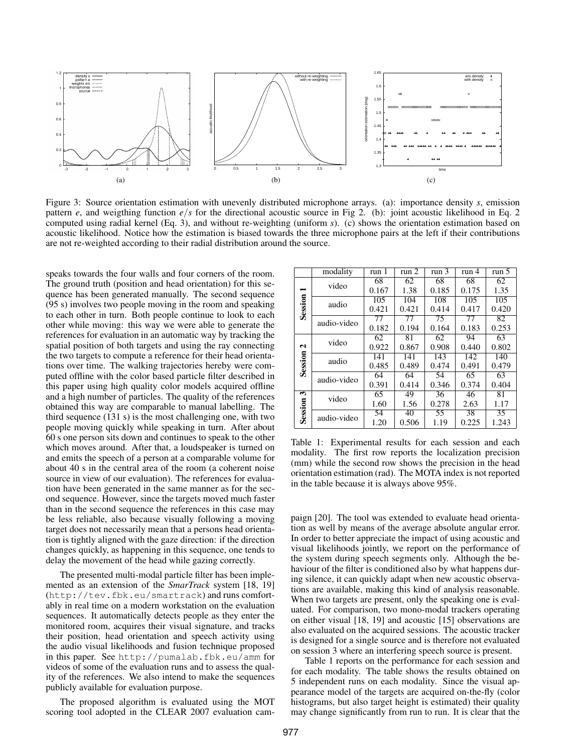Figure 3: Source orientation estimation with unevenly distributed microphone arrays. (a): importance density $s$, emission pattern $e$, and weigthing function $e/s$ for the directional acoustic source in Fig 2. (b): joint acoustic likelihood in Eq. 2 computed using radial kernel (Eq. 3), and without re-weighting (uniform $s$). (c) shows the orientation estimation based on acoustic likelihood. Notice how the estimation is biased towards the three microphone pairs at the left if their contributions are not re-weighted according to their radial distribution around the source.

speaks towards the four walls and four corners of the room. The ground truth (position and head orientation) for this sequence has been generated manually. The second sequence (95 s) involves two people moving in the room and speaking to each other in turn. Both people continue to look to each other while moving: this way we were able to generate the references for evaluation in an automatic way by tracking the spatial position of both targets and using the ray connecting the two targets to compute a reference for their head orientations over time. The walking trajectories hereby were computed offline with the color based particle filter described in this paper using high quality color models acquired offline and a high number of particles. The quality of the references obtained this way are comparable to manual labelling. The third sequence (131 s) is the most challenging one, with two people moving quickly while speaking in turn. After about 60 s one person sits down and continues to speak to the other which moves around. After that, a loudspeaker is turned on and emits the speech of a person at a comparable volume for about 40 s in the central area of the room (a coherent noise source in view of our evaluation). The references for evaluation have been generated in the same manner as for the second sequence. However, since the targets moved much faster than in the second sequence the references in this case may be less reliable, also because visually following a moving target does not necessarily mean that a persons head orientation is tightly aligned with the gaze direction: if the direction changes quickly, as happening in this sequence, one tends to delay the movement of the head while gazing correctly.

The presented multi-modal particle filter has been implemented as an extension of the *SmarTrack* system [18, 19] (http://tev.fbk.eu/smartrack) and runs comfortably in real time on a modern workstation on the evaluation sequences. It automatically detects people as they enter the monitored room, acquires their visual signature, and tracks their position, head orientation and speech activity using the audio visual likelihoods and fusion technique proposed in this paper. See http://pumalab.fbk.eu/amm for videos of some of the evaluation runs and to assess the quality of the references. We also intend to make the sequences publicly available for evaluation purpose.

The proposed algorithm is evaluated using the MOT scoring tool adopted in the CLEAR 2007 evaluation campaign [20]. The tool was extended to evaluate head orientation as well by means of the average absolute angular error. In order to better appreciate the impact of using acoustic and visual likelihoods jointly, we report on the performance of the system during speech segments only. Although the behaviour of the filter is conditioned also by what happens during silence, it can quickly adapt when new acoustic observations are available, making this kind of analysis reasonable. When two targets are present, only the speaking one is evaluated. For comparison, two mono-modal trackers operating on either visual [18, 19] and acoustic [15] observations are also evaluated on the acquired sessions. The acoustic tracker is designed for a single source and is therefore not evaluated on session 3 where an interfering speech source is present.

| | modality | run 1 | run 2 | run 3 | run 4 | run 5 |
|---|---|---|---|---|---|---|
| **Session 1** | video | 68 | 62 | 68 | 68 | 62 |
| | | 0.167 | 1.38 | 0.185 | 0.175 | 1.35 |
| | audio | 105 | 104 | 108 | 105 | 105 |
| | | 0.421 | 0.421 | 0.414 | 0.417 | 0.420 |
| | audio-video | 77 | 77 | 75 | 77 | 82 |
| | | 0.182 | 0.194 | 0.164 | 0.183 | 0.253 |
| **Session 2** | video | 62 | 81 | 62 | 94 | 63 |
| | | 0.922 | 0.867 | 0.908 | 0.440 | 0.802 |
| | audio | 141 | 141 | 143 | 142 | 140 |
| | | 0.485 | 0.489 | 0.474 | 0.491 | 0.479 |
| | audio-video | 64 | 64 | 54 | 65 | 63 |
| | | 0.391 | 0.414 | 0.346 | 0.374 | 0.404 |
| **Session 3** | video | 65 | 49 | 36 | 46 | 81 |
| | | 1.60 | 1.56 | 0.278 | 2.63 | 1.17 |
| | audio-video | 54 | 40 | 55 | 38 | 35 |
| | | 1.20 | 0.506 | 1.19 | 0.225 | 1.243 |

Table 1: Experimental results for each session and each modality. The first row reports the localization precision (mm) while the second row shows the precision in the head orientation estimation (rad). The MOTA index is not reported in the table because it is always above 95%.

Table 1 reports on the performance for each session and for each modality. The table shows the results obtained on 5 independent runs on each modality. Since the visual appearance model of the targets are acquired on-the-fly (color histograms, but also target height is estimated) their quality may change significantly from run to run. It is clear that the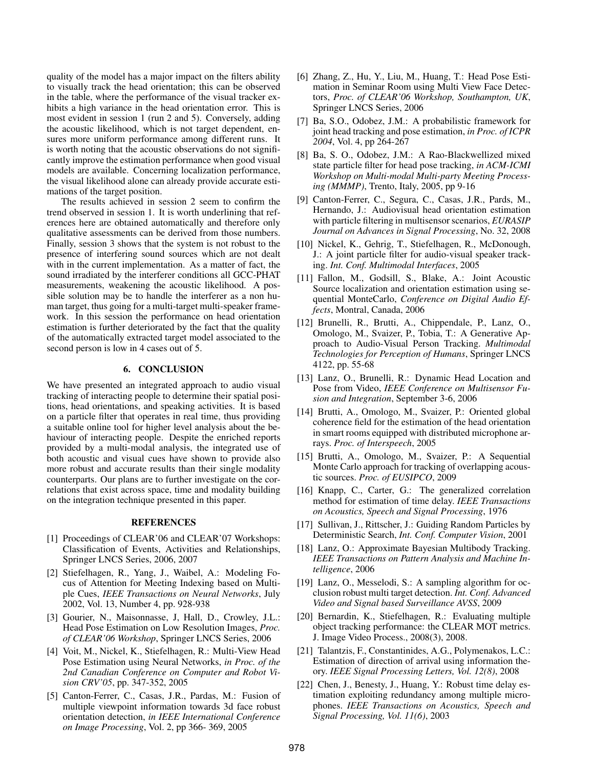quality of the model has a major impact on the filters ability to visually track the head orientation; this can be observed in the table, where the performance of the visual tracker exhibits a high variance in the head orientation error. This is most evident in session 1 (run 2 and 5). Conversely, adding the acoustic likelihood, which is not target dependent, ensures more uniform performance among different runs. It is worth noting that the acoustic observations do not significantly improve the estimation performance when good visual models are available. Concerning localization performance, the visual likelihood alone can already provide accurate estimations of the target position.

The results achieved in session 2 seem to confirm the trend observed in session 1. It is worth underlining that references here are obtained automatically and therefore only qualitative assessments can be derived from those numbers. Finally, session 3 shows that the system is not robust to the presence of interfering sound sources which are not dealt with in the current implementation. As a matter of fact, the sound irradiated by the interferer conditions all GCC-PHAT measurements, weakening the acoustic likelihood. A possible solution may be to handle the interferer as a non human target, thus going for a multi-target multi-speaker framework. In this session the performance on head orientation estimation is further deteriorated by the fact that the quality of the automatically extracted target model associated to the second person is low in 4 cases out of 5.

## 6. CONCLUSION

We have presented an integrated approach to audio visual tracking of interacting people to determine their spatial positions, head orientations, and speaking activities. It is based on a particle filter that operates in real time, thus providing a suitable online tool for higher level analysis about the behaviour of interacting people. Despite the enriched reports provided by a multi-modal analysis, the integrated use of both acoustic and visual cues have shown to provide also more robust and accurate results than their single modality counterparts. Our plans are to further investigate on the correlations that exist across space, time and modality building on the integration technique presented in this paper.

## REFERENCES

[1] Proceedings of CLEAR'06 and CLEAR'07 Workshops: Classification of Events, Activities and Relationships, Springer LNCS Series, 2006, 2007

[2] Stiefelhagen, R., Yang, J., Waibel, A.: Modeling Focus of Attention for Meeting Indexing based on Multiple Cues, *IEEE Transactions on Neural Networks*, July 2002, Vol. 13, Number 4, pp. 928-938

[3] Gourier, N., Maisonnasse, J, Hall, D., Crowley, J.L.: Head Pose Estimation on Low Resolution Images, *Proc. of CLEAR'06 Workshop*, Springer LNCS Series, 2006

[4] Voit, M., Nickel, K., Stiefelhagen, R.: Multi-View Head Pose Estimation using Neural Networks, *in Proc. of the 2nd Canadian Conference on Computer and Robot Vision CRV'05*, pp. 347-352, 2005

[5] Canton-Ferrer, C., Casas, J.R., Pardas, M.: Fusion of multiple viewpoint information towards 3d face robust orientation detection, *in IEEE International Conference on Image Processing*, Vol. 2, pp 366- 369, 2005

[6] Zhang, Z., Hu, Y., Liu, M., Huang, T.: Head Pose Estimation in Seminar Room using Multi View Face Detectors, *Proc. of CLEAR'06 Workshop, Southampton, UK*, Springer LNCS Series, 2006

[7] Ba, S.O., Odobez, J.M.: A probabilistic framework for joint head tracking and pose estimation, *in Proc. of ICPR 2004*, Vol. 4, pp 264-267

[8] Ba, S. O., Odobez, J.M.: A Rao-Blackwellized mixed state particle filter for head pose tracking, *in ACM-ICMI Workshop on Multi-modal Multi-party Meeting Processing (MMMP)*, Trento, Italy, 2005, pp 9-16

[9] Canton-Ferrer, C., Segura, C., Casas, J.R., Pards, M., Hernando, J.: Audiovisual head orientation estimation with particle filtering in multisensor scenarios, *EURASIP Journal on Advances in Signal Processing*, No. 32, 2008

[10] Nickel, K., Gehrig, T., Stiefelhagen, R., McDonough, J.: A joint particle filter for audio-visual speaker tracking. *Int. Conf. Multimodal Interfaces*, 2005

[11] Fallon, M., Godsill, S., Blake, A.: Joint Acoustic Source localization and orientation estimation using sequential MonteCarlo, *Conference on Digital Audio Effects*, Montral, Canada, 2006

[12] Brunelli, R., Brutti, A., Chippendale, P., Lanz, O., Omologo, M., Svaizer, P., Tobia, T.: A Generative Approach to Audio-Visual Person Tracking. *Multimodal Technologies for Perception of Humans*, Springer LNCS 4122, pp. 55-68

[13] Lanz, O., Brunelli, R.: Dynamic Head Location and Pose from Video, *IEEE Conference on Multisensor Fusion and Integration*, September 3-6, 2006

[14] Brutti, A., Omologo, M., Svaizer, P.: Oriented global coherence field for the estimation of the head orientation in smart rooms equipped with distributed microphone arrays. *Proc. of Interspeech*, 2005

[15] Brutti, A., Omologo, M., Svaizer, P.: A Sequential Monte Carlo approach for tracking of overlapping acoustic sources. *Proc. of EUSIPCO*, 2009

[16] Knapp, C., Carter, G.: The generalized correlation method for estimation of time delay. *IEEE Transactions on Acoustics, Speech and Signal Processing*, 1976

[17] Sullivan, J., Rittscher, J.: Guiding Random Particles by Deterministic Search, *Int. Conf. Computer Vision*, 2001

[18] Lanz, O.: Approximate Bayesian Multibody Tracking. *IEEE Transactions on Pattern Analysis and Machine Intelligence*, 2006

[19] Lanz, O., Messelodi, S.: A sampling algorithm for occlusion robust multi target detection. *Int. Conf. Advanced Video and Signal based Surveillance AVSS*, 2009

[20] Bernardin, K., Stiefelhagen, R.: Evaluating multiple object tracking performance: the CLEAR MOT metrics. J. Image Video Process., 2008(3), 2008.

[21] Talantzis, F., Constantinides, A.G., Polymenakos, L.C.: Estimation of direction of arrival using information theory. *IEEE Signal Processing Letters, Vol. 12(8)*, 2008

[22] Chen, J., Benesty, J., Huang, Y.: Robust time delay estimation exploiting redundancy among multiple microphones. *IEEE Transactions on Acoustics, Speech and Signal Processing, Vol. 11(6)*, 2003